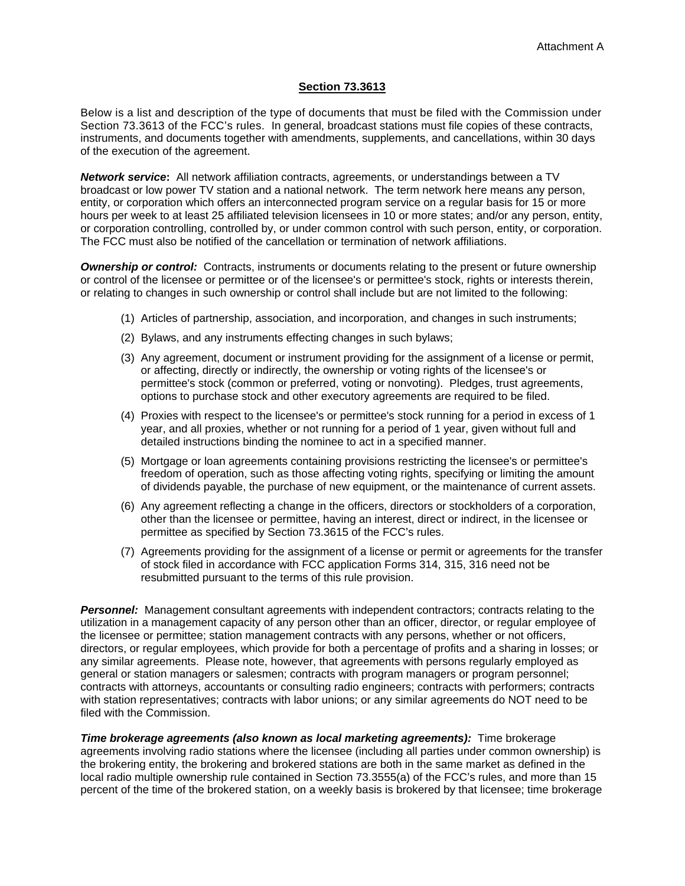Attachment A

## Section 73.3613

Below is a list and description of the type of documents that must be filed with the Commission under Section 73.3613 of the FCC's rules. In general, broadcast stations must file copies of these contracts, instruments, and documents together with amendments, supplements, and cancellations, within 30 days of the execution of the agreement.

***Network service*****:** All network affiliation contracts, agreements, or understandings between a TV broadcast or low power TV station and a national network. The term network here means any person, entity, or corporation which offers an interconnected program service on a regular basis for 15 or more hours per week to at least 25 affiliated television licensees in 10 or more states; and/or any person, entity, or corporation controlling, controlled by, or under common control with such person, entity, or corporation. The FCC must also be notified of the cancellation or termination of network affiliations.

***Ownership or control:*** Contracts, instruments or documents relating to the present or future ownership or control of the licensee or permittee or of the licensee's or permittee's stock, rights or interests therein, or relating to changes in such ownership or control shall include but are not limited to the following:

(1) Articles of partnership, association, and incorporation, and changes in such instruments;

(2) Bylaws, and any instruments effecting changes in such bylaws;

(3) Any agreement, document or instrument providing for the assignment of a license or permit, or affecting, directly or indirectly, the ownership or voting rights of the licensee's or permittee's stock (common or preferred, voting or nonvoting). Pledges, trust agreements, options to purchase stock and other executory agreements are required to be filed.

(4) Proxies with respect to the licensee's or permittee's stock running for a period in excess of 1 year, and all proxies, whether or not running for a period of 1 year, given without full and detailed instructions binding the nominee to act in a specified manner.

(5) Mortgage or loan agreements containing provisions restricting the licensee's or permittee's freedom of operation, such as those affecting voting rights, specifying or limiting the amount of dividends payable, the purchase of new equipment, or the maintenance of current assets.

(6) Any agreement reflecting a change in the officers, directors or stockholders of a corporation, other than the licensee or permittee, having an interest, direct or indirect, in the licensee or permittee as specified by Section 73.3615 of the FCC's rules.

(7) Agreements providing for the assignment of a license or permit or agreements for the transfer of stock filed in accordance with FCC application Forms 314, 315, 316 need not be resubmitted pursuant to the terms of this rule provision.

***Personnel:*** Management consultant agreements with independent contractors; contracts relating to the utilization in a management capacity of any person other than an officer, director, or regular employee of the licensee or permittee; station management contracts with any persons, whether or not officers, directors, or regular employees, which provide for both a percentage of profits and a sharing in losses; or any similar agreements. Please note, however, that agreements with persons regularly employed as general or station managers or salesmen; contracts with program managers or program personnel; contracts with attorneys, accountants or consulting radio engineers; contracts with performers; contracts with station representatives; contracts with labor unions; or any similar agreements do NOT need to be filed with the Commission.

***Time brokerage agreements (also known as local marketing agreements):*** Time brokerage agreements involving radio stations where the licensee (including all parties under common ownership) is the brokering entity, the brokering and brokered stations are both in the same market as defined in the local radio multiple ownership rule contained in Section 73.3555(a) of the FCC's rules, and more than 15 percent of the time of the brokered station, on a weekly basis is brokered by that licensee; time brokerage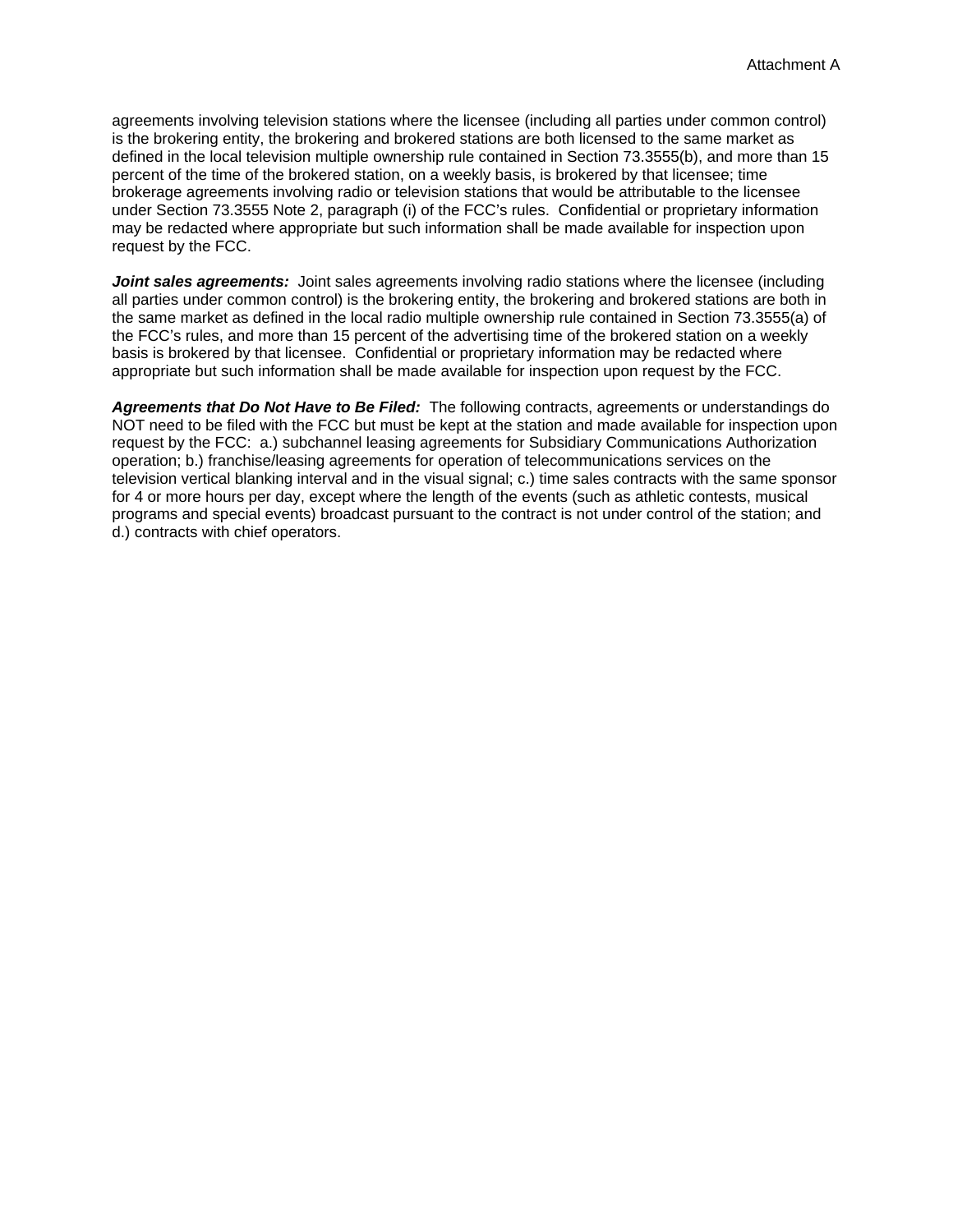agreements involving television stations where the licensee (including all parties under common control) is the brokering entity, the brokering and brokered stations are both licensed to the same market as defined in the local television multiple ownership rule contained in Section 73.3555(b), and more than 15 percent of the time of the brokered station, on a weekly basis, is brokered by that licensee; time brokerage agreements involving radio or television stations that would be attributable to the licensee under Section 73.3555 Note 2, paragraph (i) of the FCC's rules. Confidential or proprietary information may be redacted where appropriate but such information shall be made available for inspection upon request by the FCC.

***Joint sales agreements:*** Joint sales agreements involving radio stations where the licensee (including all parties under common control) is the brokering entity, the brokering and brokered stations are both in the same market as defined in the local radio multiple ownership rule contained in Section 73.3555(a) of the FCC's rules, and more than 15 percent of the advertising time of the brokered station on a weekly basis is brokered by that licensee. Confidential or proprietary information may be redacted where appropriate but such information shall be made available for inspection upon request by the FCC.

***Agreements that Do Not Have to Be Filed:*** The following contracts, agreements or understandings do NOT need to be filed with the FCC but must be kept at the station and made available for inspection upon request by the FCC: a.) subchannel leasing agreements for Subsidiary Communications Authorization operation; b.) franchise/leasing agreements for operation of telecommunications services on the television vertical blanking interval and in the visual signal; c.) time sales contracts with the same sponsor for 4 or more hours per day, except where the length of the events (such as athletic contests, musical programs and special events) broadcast pursuant to the contract is not under control of the station; and d.) contracts with chief operators.